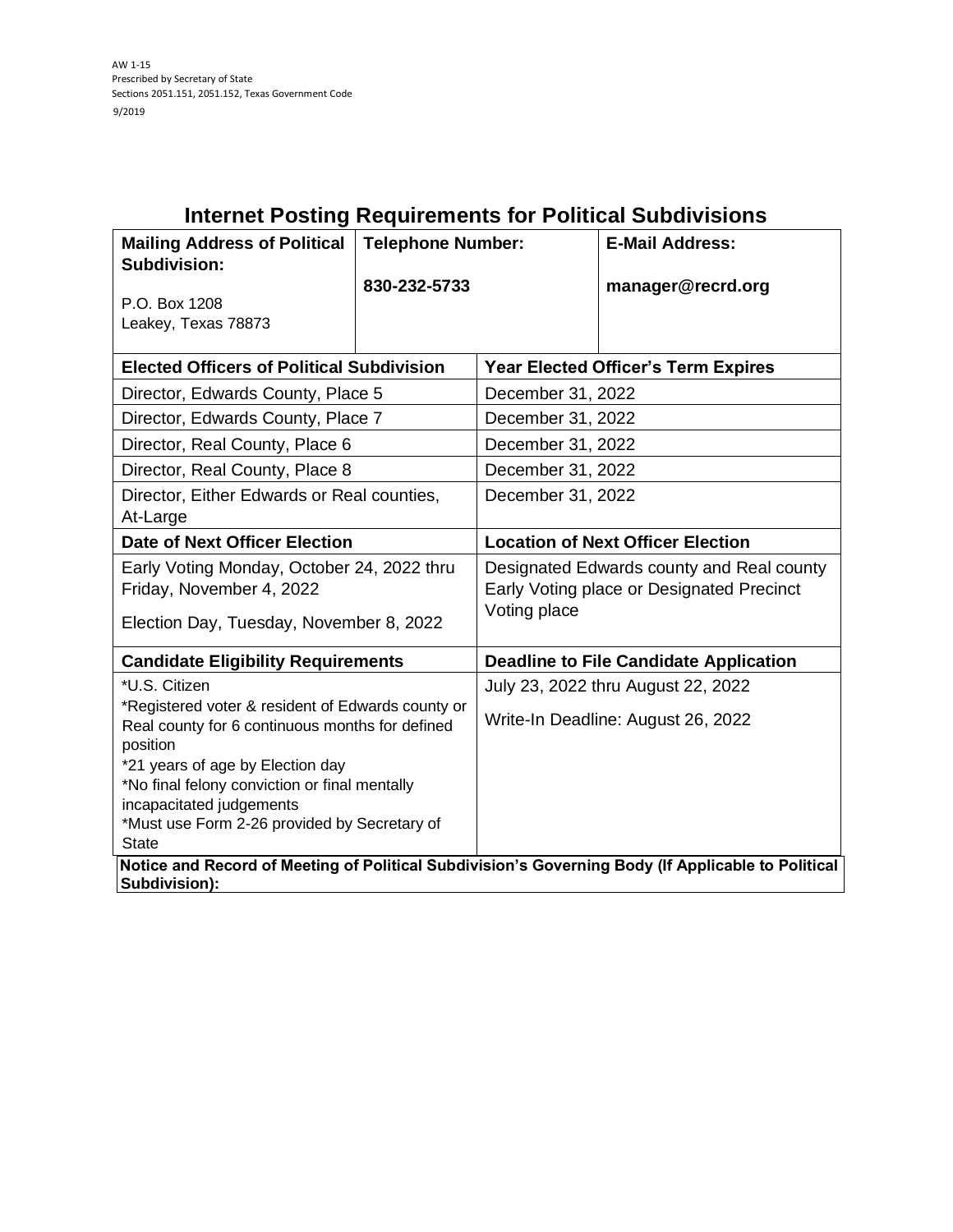AW 1-15
Prescribed by Secretary of State
Sections 2051.151, 2051.152, Texas Government Code
9/2019

# Internet Posting Requirements for Political Subdivisions

| **Mailing Address of Political Subdivision:** | **Telephone Number:** | **E-Mail Address:** |
|---|---|---|
| P.O. Box 1208<br>Leakey, Texas 78873 | **830-232-5733** | **manager@recrd.org** |

| **Elected Officers of Political Subdivision** | **Year Elected Officer's Term Expires** |
|---|---|
| Director, Edwards County, Place 5 | December 31, 2022 |
| Director, Edwards County, Place 7 | December 31, 2022 |
| Director, Real County, Place 6 | December 31, 2022 |
| Director, Real County, Place 8 | December 31, 2022 |
| Director, Either Edwards or Real counties, At-Large | December 31, 2022 |
| **Date of Next Officer Election** | **Location of Next Officer Election** |
| Early Voting Monday, October 24, 2022 thru Friday, November 4, 2022<br>Election Day, Tuesday, November 8, 2022 | Designated Edwards county and Real county Early Voting place or Designated Precinct Voting place |
| **Candidate Eligibility Requirements** | **Deadline to File Candidate Application** |
| *U.S. Citizen<br>*Registered voter & resident of Edwards county or Real county for 6 continuous months for defined position<br>*21 years of age by Election day<br>*No final felony conviction or final mentally incapacitated judgements<br>*Must use Form 2-26 provided by Secretary of State | July 23, 2022 thru August 22, 2022<br>Write-In Deadline: August 26, 2022 |

| **Notice and Record of Meeting of Political Subdivision's Governing Body (If Applicable to Political Subdivision):** |
|---|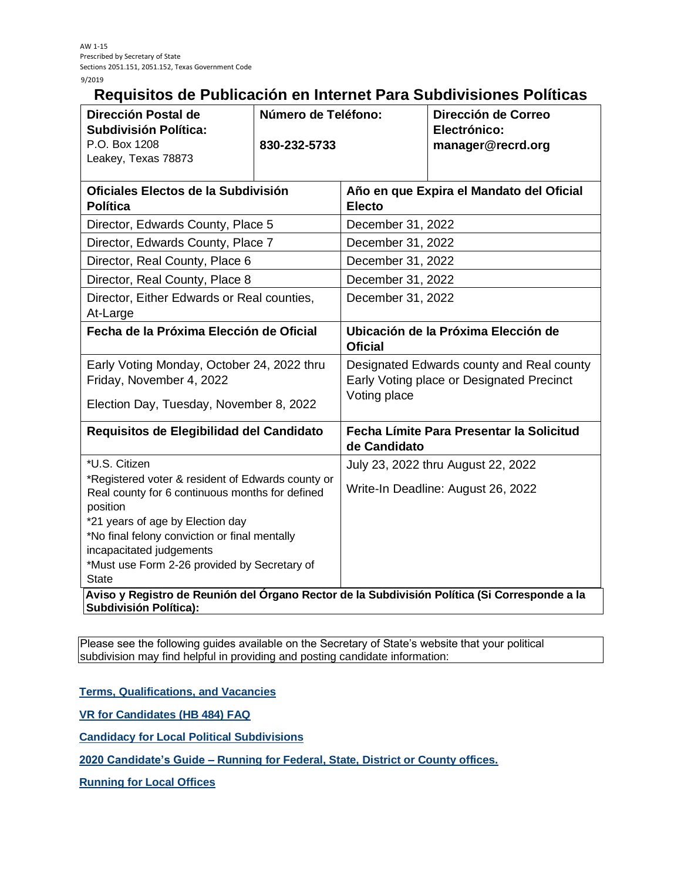AW 1-15
Prescribed by Secretary of State
Sections 2051.151, 2051.152, Texas Government Code
9/2019

# Requisitos de Publicación en Internet Para Subdivisiones Políticas

| Dirección Postal de Subdivisión Política: | Número de Teléfono: | Dirección de Correo Electrónico: |
|---|---|---|
| P.O. Box 1208<br>Leakey, Texas 78873 | **830-232-5733** | **manager@recrd.org** |

| Oficiales Electos de la Subdivisión Política | Año en que Expira el Mandato del Oficial Electo |
|---|---|
| Director, Edwards County, Place 5 | December 31, 2022 |
| Director, Edwards County, Place 7 | December 31, 2022 |
| Director, Real County, Place 6 | December 31, 2022 |
| Director, Real County, Place 8 | December 31, 2022 |
| Director, Either Edwards or Real counties, At-Large | December 31, 2022 |
| **Fecha de la Próxima Elección de Oficial** | **Ubicación de la Próxima Elección de Oficial** |
| Early Voting Monday, October 24, 2022 thru Friday, November 4, 2022<br>Election Day, Tuesday, November 8, 2022 | Designated Edwards county and Real county Early Voting place or Designated Precinct Voting place |
| **Requisitos de Elegibilidad del Candidato** | **Fecha Límite Para Presentar la Solicitud de Candidato** |
| *U.S. Citizen<br>*Registered voter & resident of Edwards county or Real county for 6 continuous months for defined position<br>*21 years of age by Election day<br>*No final felony conviction or final mentally incapacitated judgements<br>*Must use Form 2-26 provided by Secretary of State | July 23, 2022 thru August 22, 2022<br>Write-In Deadline: August 26, 2022 |
| **Aviso y Registro de Reunión del Órgano Rector de la Subdivisión Política (Si Corresponde a la Subdivisión Política):** | |

Please see the following guides available on the Secretary of State's website that your political subdivision may find helpful in providing and posting candidate information:

**Terms, Qualifications, and Vacancies**

**VR for Candidates (HB 484) FAQ**

**Candidacy for Local Political Subdivisions**

**2020 Candidate's Guide – Running for Federal, State, District or County offices.**

**Running for Local Offices**